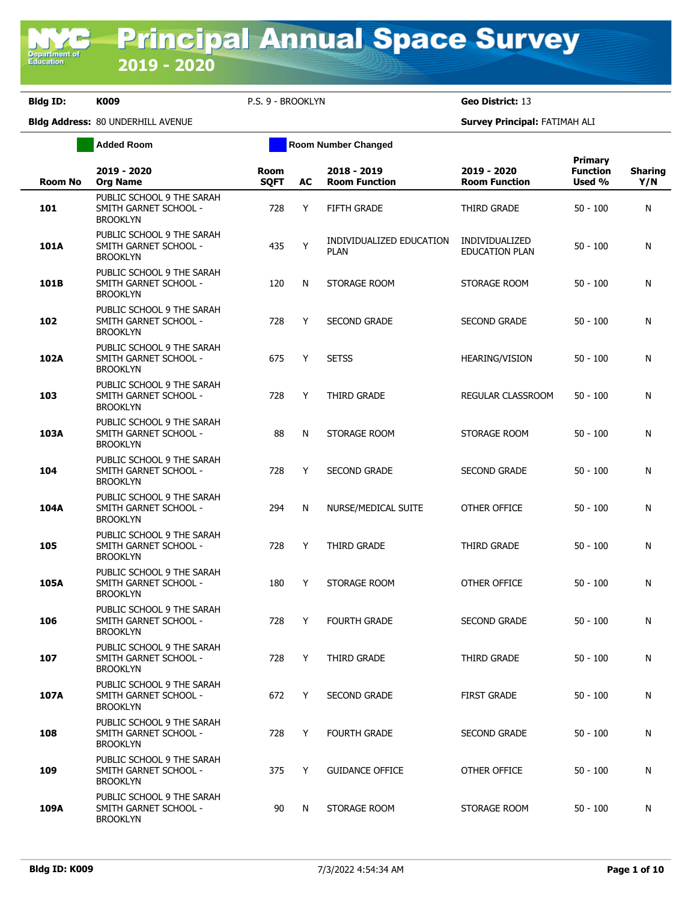# Principal Annual Space Survey

## 2019 - 2020

**Bldg ID:** K009 &nbsp;&nbsp;&nbsp; P.S. 9 - BROOKLYN &nbsp;&nbsp;&nbsp; **Geo District:** 13

**Bldg Address:** 80 UNDERHILL AVENUE &nbsp;&nbsp;&nbsp; **Survey Principal:** FATIMAH ALI

**Added Room** &nbsp;&nbsp;&nbsp; **Room Number Changed**

| Room No | 2019 - 2020 Org Name | Room SQFT | AC | 2018 - 2019 Room Function | 2019 - 2020 Room Function | Primary Function Used % | Sharing Y/N |
|---|---|---|---|---|---|---|---|
| **101** | PUBLIC SCHOOL 9 THE SARAH SMITH GARNET SCHOOL - BROOKLYN | 728 | Y | FIFTH GRADE | THIRD GRADE | 50 - 100 | N |
| **101A** | PUBLIC SCHOOL 9 THE SARAH SMITH GARNET SCHOOL - BROOKLYN | 435 | Y | INDIVIDUALIZED EDUCATION PLAN | INDIVIDUALIZED EDUCATION PLAN | 50 - 100 | N |
| **101B** | PUBLIC SCHOOL 9 THE SARAH SMITH GARNET SCHOOL - BROOKLYN | 120 | N | STORAGE ROOM | STORAGE ROOM | 50 - 100 | N |
| **102** | PUBLIC SCHOOL 9 THE SARAH SMITH GARNET SCHOOL - BROOKLYN | 728 | Y | SECOND GRADE | SECOND GRADE | 50 - 100 | N |
| **102A** | PUBLIC SCHOOL 9 THE SARAH SMITH GARNET SCHOOL - BROOKLYN | 675 | Y | SETSS | HEARING/VISION | 50 - 100 | N |
| **103** | PUBLIC SCHOOL 9 THE SARAH SMITH GARNET SCHOOL - BROOKLYN | 728 | Y | THIRD GRADE | REGULAR CLASSROOM | 50 - 100 | N |
| **103A** | PUBLIC SCHOOL 9 THE SARAH SMITH GARNET SCHOOL - BROOKLYN | 88 | N | STORAGE ROOM | STORAGE ROOM | 50 - 100 | N |
| **104** | PUBLIC SCHOOL 9 THE SARAH SMITH GARNET SCHOOL - BROOKLYN | 728 | Y | SECOND GRADE | SECOND GRADE | 50 - 100 | N |
| **104A** | PUBLIC SCHOOL 9 THE SARAH SMITH GARNET SCHOOL - BROOKLYN | 294 | N | NURSE/MEDICAL SUITE | OTHER OFFICE | 50 - 100 | N |
| **105** | PUBLIC SCHOOL 9 THE SARAH SMITH GARNET SCHOOL - BROOKLYN | 728 | Y | THIRD GRADE | THIRD GRADE | 50 - 100 | N |
| **105A** | PUBLIC SCHOOL 9 THE SARAH SMITH GARNET SCHOOL - BROOKLYN | 180 | Y | STORAGE ROOM | OTHER OFFICE | 50 - 100 | N |
| **106** | PUBLIC SCHOOL 9 THE SARAH SMITH GARNET SCHOOL - BROOKLYN | 728 | Y | FOURTH GRADE | SECOND GRADE | 50 - 100 | N |
| **107** | PUBLIC SCHOOL 9 THE SARAH SMITH GARNET SCHOOL - BROOKLYN | 728 | Y | THIRD GRADE | THIRD GRADE | 50 - 100 | N |
| **107A** | PUBLIC SCHOOL 9 THE SARAH SMITH GARNET SCHOOL - BROOKLYN | 672 | Y | SECOND GRADE | FIRST GRADE | 50 - 100 | N |
| **108** | PUBLIC SCHOOL 9 THE SARAH SMITH GARNET SCHOOL - BROOKLYN | 728 | Y | FOURTH GRADE | SECOND GRADE | 50 - 100 | N |
| **109** | PUBLIC SCHOOL 9 THE SARAH SMITH GARNET SCHOOL - BROOKLYN | 375 | Y | GUIDANCE OFFICE | OTHER OFFICE | 50 - 100 | N |
| **109A** | PUBLIC SCHOOL 9 THE SARAH SMITH GARNET SCHOOL - BROOKLYN | 90 | N | STORAGE ROOM | STORAGE ROOM | 50 - 100 | N |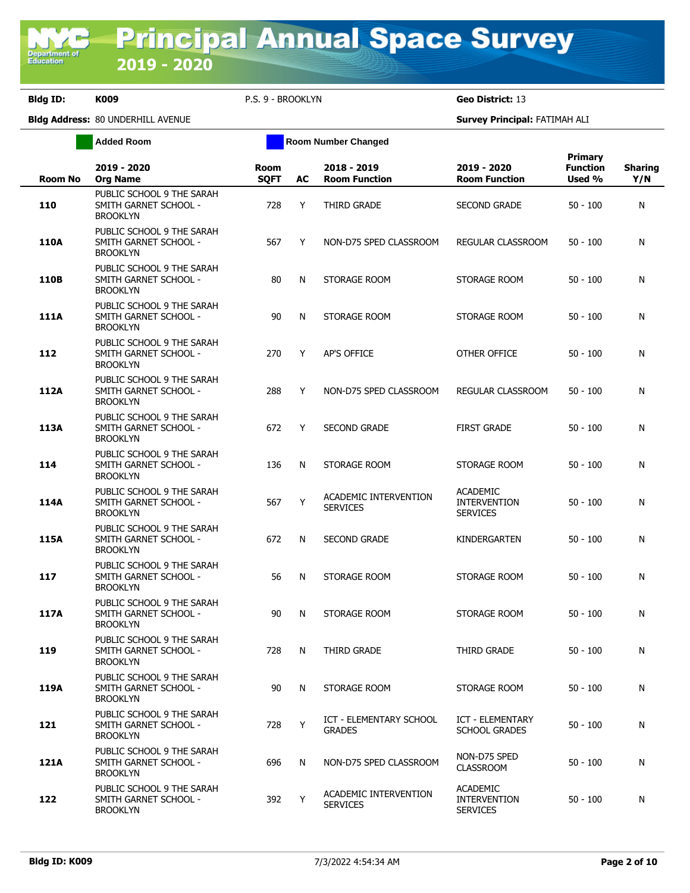# Principal Annual Space Survey 2019 - 2020

**Bldg ID:** K009 P.S. 9 - BROOKLYN **Geo District:** 13

**Bldg Address:** 80 UNDERHILL AVENUE **Survey Principal:** FATIMAH ALI

Added Room | Room Number Changed

| Room No | 2019 - 2020 Org Name | Room SQFT | AC | 2018 - 2019 Room Function | 2019 - 2020 Room Function | Primary Function Used % | Sharing Y/N |
|---|---|---|---|---|---|---|---|
| 110 | PUBLIC SCHOOL 9 THE SARAH SMITH GARNET SCHOOL - BROOKLYN | 728 | Y | THIRD GRADE | SECOND GRADE | 50 - 100 | N |
| 110A | PUBLIC SCHOOL 9 THE SARAH SMITH GARNET SCHOOL - BROOKLYN | 567 | Y | NON-D75 SPED CLASSROOM | REGULAR CLASSROOM | 50 - 100 | N |
| 110B | PUBLIC SCHOOL 9 THE SARAH SMITH GARNET SCHOOL - BROOKLYN | 80 | N | STORAGE ROOM | STORAGE ROOM | 50 - 100 | N |
| 111A | PUBLIC SCHOOL 9 THE SARAH SMITH GARNET SCHOOL - BROOKLYN | 90 | N | STORAGE ROOM | STORAGE ROOM | 50 - 100 | N |
| 112 | PUBLIC SCHOOL 9 THE SARAH SMITH GARNET SCHOOL - BROOKLYN | 270 | Y | AP'S OFFICE | OTHER OFFICE | 50 - 100 | N |
| 112A | PUBLIC SCHOOL 9 THE SARAH SMITH GARNET SCHOOL - BROOKLYN | 288 | Y | NON-D75 SPED CLASSROOM | REGULAR CLASSROOM | 50 - 100 | N |
| 113A | PUBLIC SCHOOL 9 THE SARAH SMITH GARNET SCHOOL - BROOKLYN | 672 | Y | SECOND GRADE | FIRST GRADE | 50 - 100 | N |
| 114 | PUBLIC SCHOOL 9 THE SARAH SMITH GARNET SCHOOL - BROOKLYN | 136 | N | STORAGE ROOM | STORAGE ROOM | 50 - 100 | N |
| 114A | PUBLIC SCHOOL 9 THE SARAH SMITH GARNET SCHOOL - BROOKLYN | 567 | Y | ACADEMIC INTERVENTION SERVICES | ACADEMIC INTERVENTION SERVICES | 50 - 100 | N |
| 115A | PUBLIC SCHOOL 9 THE SARAH SMITH GARNET SCHOOL - BROOKLYN | 672 | N | SECOND GRADE | KINDERGARTEN | 50 - 100 | N |
| 117 | PUBLIC SCHOOL 9 THE SARAH SMITH GARNET SCHOOL - BROOKLYN | 56 | N | STORAGE ROOM | STORAGE ROOM | 50 - 100 | N |
| 117A | PUBLIC SCHOOL 9 THE SARAH SMITH GARNET SCHOOL - BROOKLYN | 90 | N | STORAGE ROOM | STORAGE ROOM | 50 - 100 | N |
| 119 | PUBLIC SCHOOL 9 THE SARAH SMITH GARNET SCHOOL - BROOKLYN | 728 | N | THIRD GRADE | THIRD GRADE | 50 - 100 | N |
| 119A | PUBLIC SCHOOL 9 THE SARAH SMITH GARNET SCHOOL - BROOKLYN | 90 | N | STORAGE ROOM | STORAGE ROOM | 50 - 100 | N |
| 121 | PUBLIC SCHOOL 9 THE SARAH SMITH GARNET SCHOOL - BROOKLYN | 728 | Y | ICT - ELEMENTARY SCHOOL GRADES | ICT - ELEMENTARY SCHOOL GRADES | 50 - 100 | N |
| 121A | PUBLIC SCHOOL 9 THE SARAH SMITH GARNET SCHOOL - BROOKLYN | 696 | N | NON-D75 SPED CLASSROOM | NON-D75 SPED CLASSROOM | 50 - 100 | N |
| 122 | PUBLIC SCHOOL 9 THE SARAH SMITH GARNET SCHOOL - BROOKLYN | 392 | Y | ACADEMIC INTERVENTION SERVICES | ACADEMIC INTERVENTION SERVICES | 50 - 100 | N |

7/3/2022 4:54:34 AM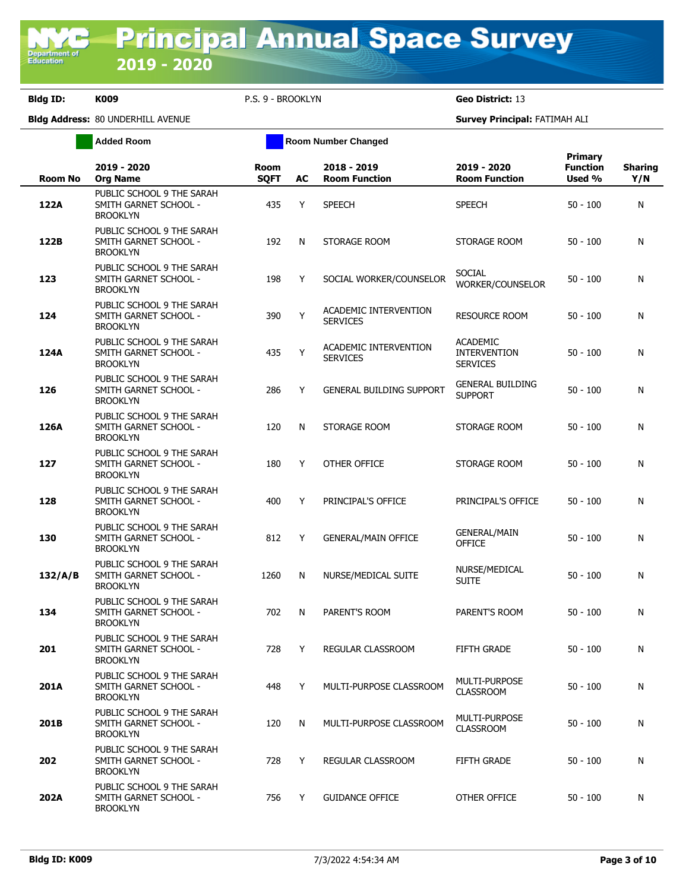# Principal Annual Space Survey 2019 - 2020

**Bldg ID:** K009 P.S. 9 - BROOKLYN **Geo District:** 13

**Bldg Address:** 80 UNDERHILL AVENUE **Survey Principal:** FATIMAH ALI

Added Room | Room Number Changed

| Room No | 2019 - 2020 Org Name | Room SQFT | AC | 2018 - 2019 Room Function | 2019 - 2020 Room Function | Primary Function Used % | Sharing Y/N |
|---|---|---|---|---|---|---|---|
| 122A | PUBLIC SCHOOL 9 THE SARAH SMITH GARNET SCHOOL - BROOKLYN | 435 | Y | SPEECH | SPEECH | 50 - 100 | N |
| 122B | PUBLIC SCHOOL 9 THE SARAH SMITH GARNET SCHOOL - BROOKLYN | 192 | N | STORAGE ROOM | STORAGE ROOM | 50 - 100 | N |
| 123 | PUBLIC SCHOOL 9 THE SARAH SMITH GARNET SCHOOL - BROOKLYN | 198 | Y | SOCIAL WORKER/COUNSELOR | SOCIAL WORKER/COUNSELOR | 50 - 100 | N |
| 124 | PUBLIC SCHOOL 9 THE SARAH SMITH GARNET SCHOOL - BROOKLYN | 390 | Y | ACADEMIC INTERVENTION SERVICES | RESOURCE ROOM | 50 - 100 | N |
| 124A | PUBLIC SCHOOL 9 THE SARAH SMITH GARNET SCHOOL - BROOKLYN | 435 | Y | ACADEMIC INTERVENTION SERVICES | ACADEMIC INTERVENTION SERVICES | 50 - 100 | N |
| 126 | PUBLIC SCHOOL 9 THE SARAH SMITH GARNET SCHOOL - BROOKLYN | 286 | Y | GENERAL BUILDING SUPPORT | GENERAL BUILDING SUPPORT | 50 - 100 | N |
| 126A | PUBLIC SCHOOL 9 THE SARAH SMITH GARNET SCHOOL - BROOKLYN | 120 | N | STORAGE ROOM | STORAGE ROOM | 50 - 100 | N |
| 127 | PUBLIC SCHOOL 9 THE SARAH SMITH GARNET SCHOOL - BROOKLYN | 180 | Y | OTHER OFFICE | STORAGE ROOM | 50 - 100 | N |
| 128 | PUBLIC SCHOOL 9 THE SARAH SMITH GARNET SCHOOL - BROOKLYN | 400 | Y | PRINCIPAL'S OFFICE | PRINCIPAL'S OFFICE | 50 - 100 | N |
| 130 | PUBLIC SCHOOL 9 THE SARAH SMITH GARNET SCHOOL - BROOKLYN | 812 | Y | GENERAL/MAIN OFFICE | GENERAL/MAIN OFFICE | 50 - 100 | N |
| 132/A/B | PUBLIC SCHOOL 9 THE SARAH SMITH GARNET SCHOOL - BROOKLYN | 1260 | N | NURSE/MEDICAL SUITE | NURSE/MEDICAL SUITE | 50 - 100 | N |
| 134 | PUBLIC SCHOOL 9 THE SARAH SMITH GARNET SCHOOL - BROOKLYN | 702 | N | PARENT'S ROOM | PARENT'S ROOM | 50 - 100 | N |
| 201 | PUBLIC SCHOOL 9 THE SARAH SMITH GARNET SCHOOL - BROOKLYN | 728 | Y | REGULAR CLASSROOM | FIFTH GRADE | 50 - 100 | N |
| 201A | PUBLIC SCHOOL 9 THE SARAH SMITH GARNET SCHOOL - BROOKLYN | 448 | Y | MULTI-PURPOSE CLASSROOM | MULTI-PURPOSE CLASSROOM | 50 - 100 | N |
| 201B | PUBLIC SCHOOL 9 THE SARAH SMITH GARNET SCHOOL - BROOKLYN | 120 | N | MULTI-PURPOSE CLASSROOM | MULTI-PURPOSE CLASSROOM | 50 - 100 | N |
| 202 | PUBLIC SCHOOL 9 THE SARAH SMITH GARNET SCHOOL - BROOKLYN | 728 | Y | REGULAR CLASSROOM | FIFTH GRADE | 50 - 100 | N |
| 202A | PUBLIC SCHOOL 9 THE SARAH SMITH GARNET SCHOOL - BROOKLYN | 756 | Y | GUIDANCE OFFICE | OTHER OFFICE | 50 - 100 | N |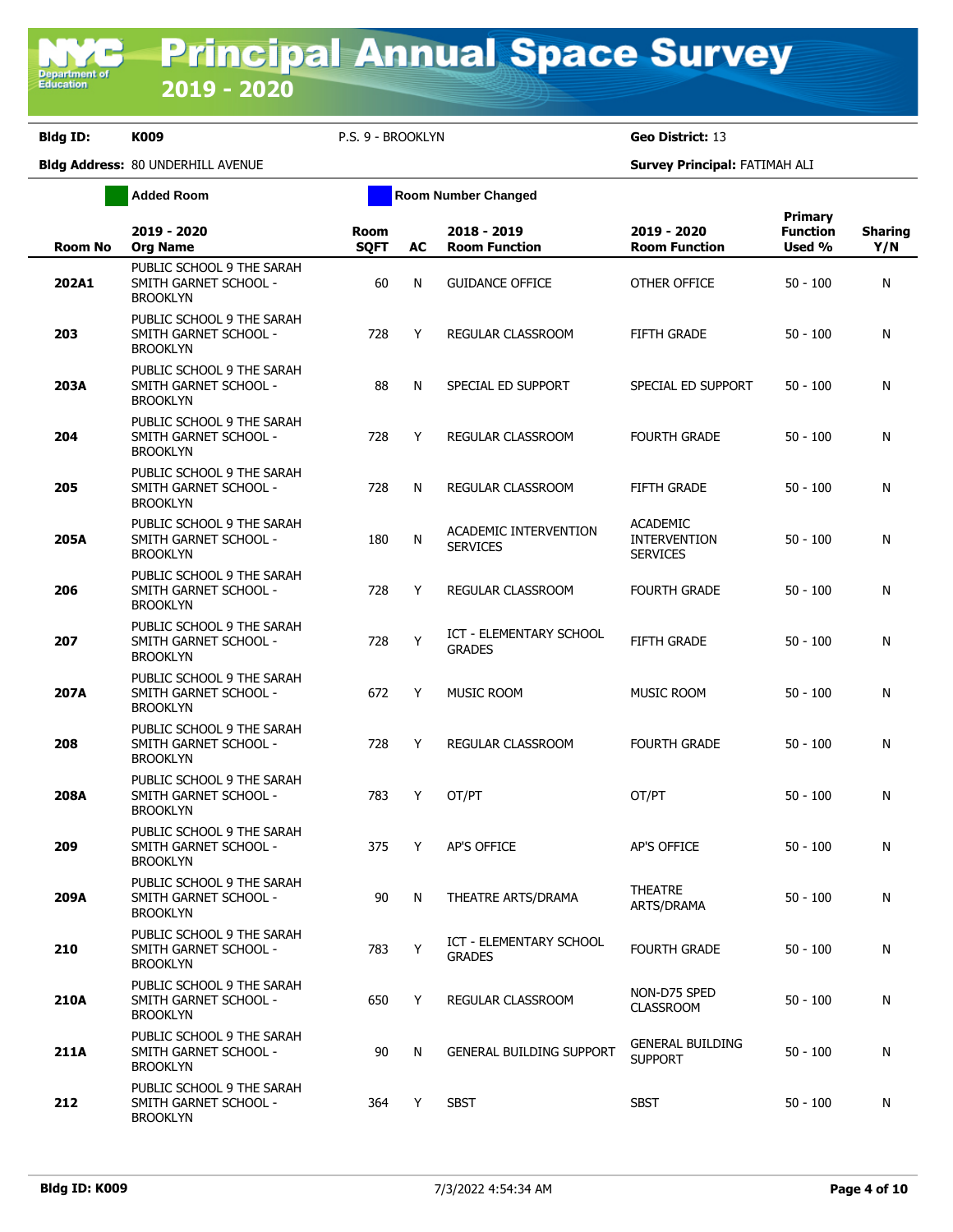# Principal Annual Space Survey 2019 - 2020

**Bldg ID:** K009 P.S. 9 - BROOKLYN **Geo District:** 13

**Bldg Address:** 80 UNDERHILL AVENUE **Survey Principal:** FATIMAH ALI

Added Room | Room Number Changed

| Room No | 2019 - 2020 Org Name | Room SQFT | AC | 2018 - 2019 Room Function | 2019 - 2020 Room Function | Primary Function Used % | Sharing Y/N |
|---|---|---|---|---|---|---|---|
| 202A1 | PUBLIC SCHOOL 9 THE SARAH SMITH GARNET SCHOOL - BROOKLYN | 60 | N | GUIDANCE OFFICE | OTHER OFFICE | 50 - 100 | N |
| 203 | PUBLIC SCHOOL 9 THE SARAH SMITH GARNET SCHOOL - BROOKLYN | 728 | Y | REGULAR CLASSROOM | FIFTH GRADE | 50 - 100 | N |
| 203A | PUBLIC SCHOOL 9 THE SARAH SMITH GARNET SCHOOL - BROOKLYN | 88 | N | SPECIAL ED SUPPORT | SPECIAL ED SUPPORT | 50 - 100 | N |
| 204 | PUBLIC SCHOOL 9 THE SARAH SMITH GARNET SCHOOL - BROOKLYN | 728 | Y | REGULAR CLASSROOM | FOURTH GRADE | 50 - 100 | N |
| 205 | PUBLIC SCHOOL 9 THE SARAH SMITH GARNET SCHOOL - BROOKLYN | 728 | N | REGULAR CLASSROOM | FIFTH GRADE | 50 - 100 | N |
| 205A | PUBLIC SCHOOL 9 THE SARAH SMITH GARNET SCHOOL - BROOKLYN | 180 | N | ACADEMIC INTERVENTION SERVICES | ACADEMIC INTERVENTION SERVICES | 50 - 100 | N |
| 206 | PUBLIC SCHOOL 9 THE SARAH SMITH GARNET SCHOOL - BROOKLYN | 728 | Y | REGULAR CLASSROOM | FOURTH GRADE | 50 - 100 | N |
| 207 | PUBLIC SCHOOL 9 THE SARAH SMITH GARNET SCHOOL - BROOKLYN | 728 | Y | ICT - ELEMENTARY SCHOOL GRADES | FIFTH GRADE | 50 - 100 | N |
| 207A | PUBLIC SCHOOL 9 THE SARAH SMITH GARNET SCHOOL - BROOKLYN | 672 | Y | MUSIC ROOM | MUSIC ROOM | 50 - 100 | N |
| 208 | PUBLIC SCHOOL 9 THE SARAH SMITH GARNET SCHOOL - BROOKLYN | 728 | Y | REGULAR CLASSROOM | FOURTH GRADE | 50 - 100 | N |
| 208A | PUBLIC SCHOOL 9 THE SARAH SMITH GARNET SCHOOL - BROOKLYN | 783 | Y | OT/PT | OT/PT | 50 - 100 | N |
| 209 | PUBLIC SCHOOL 9 THE SARAH SMITH GARNET SCHOOL - BROOKLYN | 375 | Y | AP'S OFFICE | AP'S OFFICE | 50 - 100 | N |
| 209A | PUBLIC SCHOOL 9 THE SARAH SMITH GARNET SCHOOL - BROOKLYN | 90 | N | THEATRE ARTS/DRAMA | THEATRE ARTS/DRAMA | 50 - 100 | N |
| 210 | PUBLIC SCHOOL 9 THE SARAH SMITH GARNET SCHOOL - BROOKLYN | 783 | Y | ICT - ELEMENTARY SCHOOL GRADES | FOURTH GRADE | 50 - 100 | N |
| 210A | PUBLIC SCHOOL 9 THE SARAH SMITH GARNET SCHOOL - BROOKLYN | 650 | Y | REGULAR CLASSROOM | NON-D75 SPED CLASSROOM | 50 - 100 | N |
| 211A | PUBLIC SCHOOL 9 THE SARAH SMITH GARNET SCHOOL - BROOKLYN | 90 | N | GENERAL BUILDING SUPPORT | GENERAL BUILDING SUPPORT | 50 - 100 | N |
| 212 | PUBLIC SCHOOL 9 THE SARAH SMITH GARNET SCHOOL - BROOKLYN | 364 | Y | SBST | SBST | 50 - 100 | N |

7/3/2022 4:54:34 AM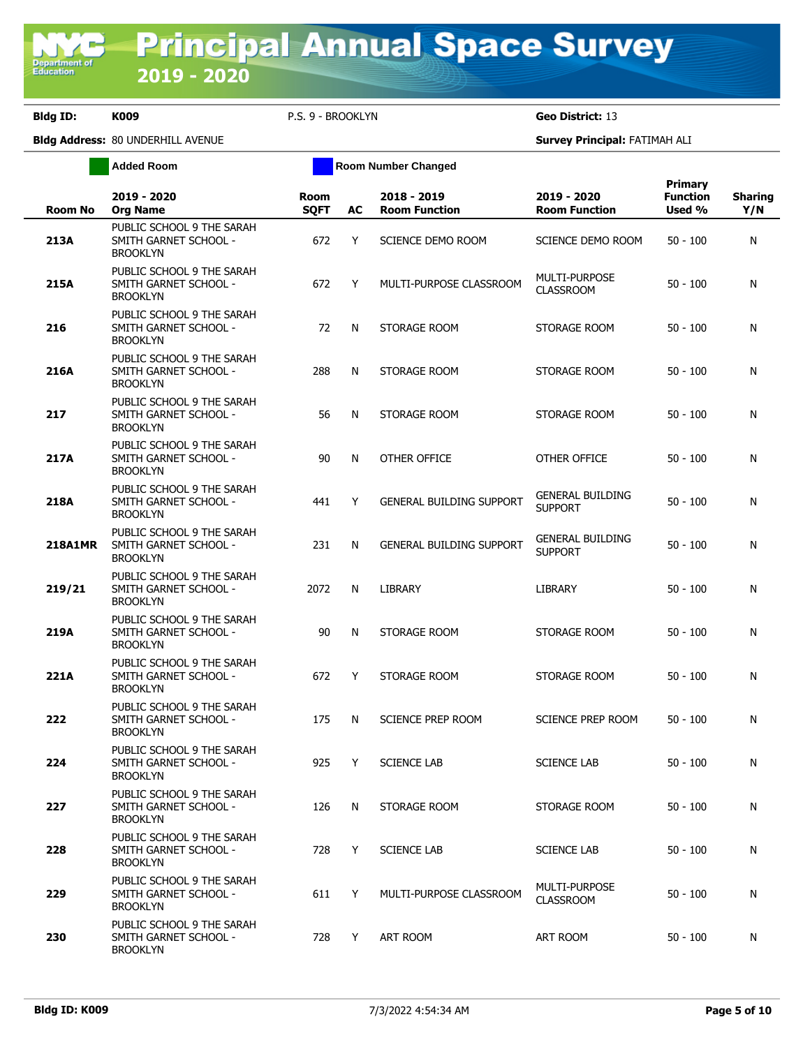**Bldg ID:** K009 P.S. 9 - BROOKLYN **Geo District:** 13

**Bldg Address:** 80 UNDERHILL AVENUE **Survey Principal:** FATIMAH ALI

Added Room | Room Number Changed

| Room No | 2019 - 2020 Org Name | Room SQFT | AC | 2018 - 2019 Room Function | 2019 - 2020 Room Function | Primary Function Used % | Sharing Y/N |
|---|---|---|---|---|---|---|---|
| **213A** | PUBLIC SCHOOL 9 THE SARAH SMITH GARNET SCHOOL - BROOKLYN | 672 | Y | SCIENCE DEMO ROOM | SCIENCE DEMO ROOM | 50 - 100 | N |
| **215A** | PUBLIC SCHOOL 9 THE SARAH SMITH GARNET SCHOOL - BROOKLYN | 672 | Y | MULTI-PURPOSE CLASSROOM | MULTI-PURPOSE CLASSROOM | 50 - 100 | N |
| **216** | PUBLIC SCHOOL 9 THE SARAH SMITH GARNET SCHOOL - BROOKLYN | 72 | N | STORAGE ROOM | STORAGE ROOM | 50 - 100 | N |
| **216A** | PUBLIC SCHOOL 9 THE SARAH SMITH GARNET SCHOOL - BROOKLYN | 288 | N | STORAGE ROOM | STORAGE ROOM | 50 - 100 | N |
| **217** | PUBLIC SCHOOL 9 THE SARAH SMITH GARNET SCHOOL - BROOKLYN | 56 | N | STORAGE ROOM | STORAGE ROOM | 50 - 100 | N |
| **217A** | PUBLIC SCHOOL 9 THE SARAH SMITH GARNET SCHOOL - BROOKLYN | 90 | N | OTHER OFFICE | OTHER OFFICE | 50 - 100 | N |
| **218A** | PUBLIC SCHOOL 9 THE SARAH SMITH GARNET SCHOOL - BROOKLYN | 441 | Y | GENERAL BUILDING SUPPORT | GENERAL BUILDING SUPPORT | 50 - 100 | N |
| **218A1MR** | PUBLIC SCHOOL 9 THE SARAH SMITH GARNET SCHOOL - BROOKLYN | 231 | N | GENERAL BUILDING SUPPORT | GENERAL BUILDING SUPPORT | 50 - 100 | N |
| **219/21** | PUBLIC SCHOOL 9 THE SARAH SMITH GARNET SCHOOL - BROOKLYN | 2072 | N | LIBRARY | LIBRARY | 50 - 100 | N |
| **219A** | PUBLIC SCHOOL 9 THE SARAH SMITH GARNET SCHOOL - BROOKLYN | 90 | N | STORAGE ROOM | STORAGE ROOM | 50 - 100 | N |
| **221A** | PUBLIC SCHOOL 9 THE SARAH SMITH GARNET SCHOOL - BROOKLYN | 672 | Y | STORAGE ROOM | STORAGE ROOM | 50 - 100 | N |
| **222** | PUBLIC SCHOOL 9 THE SARAH SMITH GARNET SCHOOL - BROOKLYN | 175 | N | SCIENCE PREP ROOM | SCIENCE PREP ROOM | 50 - 100 | N |
| **224** | PUBLIC SCHOOL 9 THE SARAH SMITH GARNET SCHOOL - BROOKLYN | 925 | Y | SCIENCE LAB | SCIENCE LAB | 50 - 100 | N |
| **227** | PUBLIC SCHOOL 9 THE SARAH SMITH GARNET SCHOOL - BROOKLYN | 126 | N | STORAGE ROOM | STORAGE ROOM | 50 - 100 | N |
| **228** | PUBLIC SCHOOL 9 THE SARAH SMITH GARNET SCHOOL - BROOKLYN | 728 | Y | SCIENCE LAB | SCIENCE LAB | 50 - 100 | N |
| **229** | PUBLIC SCHOOL 9 THE SARAH SMITH GARNET SCHOOL - BROOKLYN | 611 | Y | MULTI-PURPOSE CLASSROOM | MULTI-PURPOSE CLASSROOM | 50 - 100 | N |
| **230** | PUBLIC SCHOOL 9 THE SARAH SMITH GARNET SCHOOL - BROOKLYN | 728 | Y | ART ROOM | ART ROOM | 50 - 100 | N |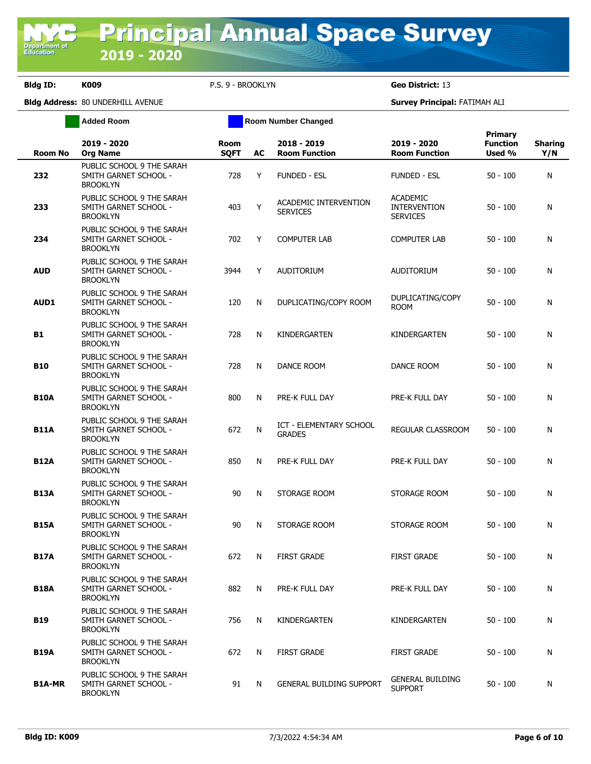# Principal Annual Space Survey 2019 - 2020

**Bldg ID:** K009 P.S. 9 - BROOKLYN **Geo District:** 13

**Bldg Address:** 80 UNDERHILL AVENUE **Survey Principal:** FATIMAH ALI

Added Room | Room Number Changed

| Room No | 2019 - 2020 Org Name | Room SQFT | AC | 2018 - 2019 Room Function | 2019 - 2020 Room Function | Primary Function Used % | Sharing Y/N |
|---|---|---|---|---|---|---|---|
| 232 | PUBLIC SCHOOL 9 THE SARAH SMITH GARNET SCHOOL - BROOKLYN | 728 | Y | FUNDED - ESL | FUNDED - ESL | 50 - 100 | N |
| 233 | PUBLIC SCHOOL 9 THE SARAH SMITH GARNET SCHOOL - BROOKLYN | 403 | Y | ACADEMIC INTERVENTION SERVICES | ACADEMIC INTERVENTION SERVICES | 50 - 100 | N |
| 234 | PUBLIC SCHOOL 9 THE SARAH SMITH GARNET SCHOOL - BROOKLYN | 702 | Y | COMPUTER LAB | COMPUTER LAB | 50 - 100 | N |
| AUD | PUBLIC SCHOOL 9 THE SARAH SMITH GARNET SCHOOL - BROOKLYN | 3944 | Y | AUDITORIUM | AUDITORIUM | 50 - 100 | N |
| AUD1 | PUBLIC SCHOOL 9 THE SARAH SMITH GARNET SCHOOL - BROOKLYN | 120 | N | DUPLICATING/COPY ROOM | DUPLICATING/COPY ROOM | 50 - 100 | N |
| B1 | PUBLIC SCHOOL 9 THE SARAH SMITH GARNET SCHOOL - BROOKLYN | 728 | N | KINDERGARTEN | KINDERGARTEN | 50 - 100 | N |
| B10 | PUBLIC SCHOOL 9 THE SARAH SMITH GARNET SCHOOL - BROOKLYN | 728 | N | DANCE ROOM | DANCE ROOM | 50 - 100 | N |
| B10A | PUBLIC SCHOOL 9 THE SARAH SMITH GARNET SCHOOL - BROOKLYN | 800 | N | PRE-K FULL DAY | PRE-K FULL DAY | 50 - 100 | N |
| B11A | PUBLIC SCHOOL 9 THE SARAH SMITH GARNET SCHOOL - BROOKLYN | 672 | N | ICT - ELEMENTARY SCHOOL GRADES | REGULAR CLASSROOM | 50 - 100 | N |
| B12A | PUBLIC SCHOOL 9 THE SARAH SMITH GARNET SCHOOL - BROOKLYN | 850 | N | PRE-K FULL DAY | PRE-K FULL DAY | 50 - 100 | N |
| B13A | PUBLIC SCHOOL 9 THE SARAH SMITH GARNET SCHOOL - BROOKLYN | 90 | N | STORAGE ROOM | STORAGE ROOM | 50 - 100 | N |
| B15A | PUBLIC SCHOOL 9 THE SARAH SMITH GARNET SCHOOL - BROOKLYN | 90 | N | STORAGE ROOM | STORAGE ROOM | 50 - 100 | N |
| B17A | PUBLIC SCHOOL 9 THE SARAH SMITH GARNET SCHOOL - BROOKLYN | 672 | N | FIRST GRADE | FIRST GRADE | 50 - 100 | N |
| B18A | PUBLIC SCHOOL 9 THE SARAH SMITH GARNET SCHOOL - BROOKLYN | 882 | N | PRE-K FULL DAY | PRE-K FULL DAY | 50 - 100 | N |
| B19 | PUBLIC SCHOOL 9 THE SARAH SMITH GARNET SCHOOL - BROOKLYN | 756 | N | KINDERGARTEN | KINDERGARTEN | 50 - 100 | N |
| B19A | PUBLIC SCHOOL 9 THE SARAH SMITH GARNET SCHOOL - BROOKLYN | 672 | N | FIRST GRADE | FIRST GRADE | 50 - 100 | N |
| B1A-MR | PUBLIC SCHOOL 9 THE SARAH SMITH GARNET SCHOOL - BROOKLYN | 91 | N | GENERAL BUILDING SUPPORT | GENERAL BUILDING SUPPORT | 50 - 100 | N |

Bldg ID: K009 7/3/2022 4:54:34 AM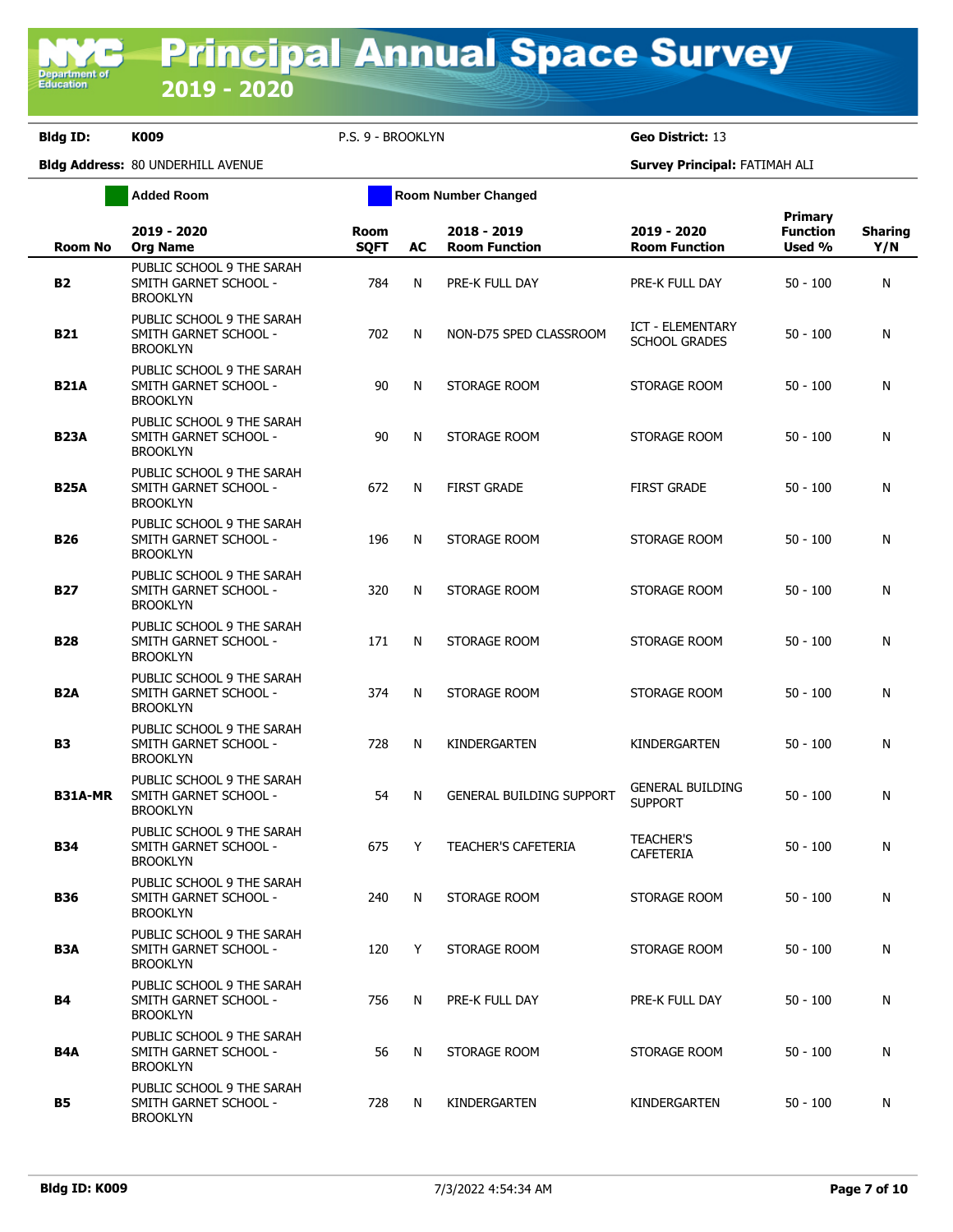# Principal Annual Space Survey 2019 - 2020

**Bldg ID:** K009 P.S. 9 - BROOKLYN **Geo District:** 13

**Bldg Address:** 80 UNDERHILL AVENUE **Survey Principal:** FATIMAH ALI

Added Room | Room Number Changed

| Room No | 2019 - 2020 Org Name | Room SQFT | AC | 2018 - 2019 Room Function | 2019 - 2020 Room Function | Primary Function Used % | Sharing Y/N |
|---|---|---|---|---|---|---|---|
| **B2** | PUBLIC SCHOOL 9 THE SARAH SMITH GARNET SCHOOL - BROOKLYN | 784 | N | PRE-K FULL DAY | PRE-K FULL DAY | 50 - 100 | N |
| **B21** | PUBLIC SCHOOL 9 THE SARAH SMITH GARNET SCHOOL - BROOKLYN | 702 | N | NON-D75 SPED CLASSROOM | ICT - ELEMENTARY SCHOOL GRADES | 50 - 100 | N |
| **B21A** | PUBLIC SCHOOL 9 THE SARAH SMITH GARNET SCHOOL - BROOKLYN | 90 | N | STORAGE ROOM | STORAGE ROOM | 50 - 100 | N |
| **B23A** | PUBLIC SCHOOL 9 THE SARAH SMITH GARNET SCHOOL - BROOKLYN | 90 | N | STORAGE ROOM | STORAGE ROOM | 50 - 100 | N |
| **B25A** | PUBLIC SCHOOL 9 THE SARAH SMITH GARNET SCHOOL - BROOKLYN | 672 | N | FIRST GRADE | FIRST GRADE | 50 - 100 | N |
| **B26** | PUBLIC SCHOOL 9 THE SARAH SMITH GARNET SCHOOL - BROOKLYN | 196 | N | STORAGE ROOM | STORAGE ROOM | 50 - 100 | N |
| **B27** | PUBLIC SCHOOL 9 THE SARAH SMITH GARNET SCHOOL - BROOKLYN | 320 | N | STORAGE ROOM | STORAGE ROOM | 50 - 100 | N |
| **B28** | PUBLIC SCHOOL 9 THE SARAH SMITH GARNET SCHOOL - BROOKLYN | 171 | N | STORAGE ROOM | STORAGE ROOM | 50 - 100 | N |
| **B2A** | PUBLIC SCHOOL 9 THE SARAH SMITH GARNET SCHOOL - BROOKLYN | 374 | N | STORAGE ROOM | STORAGE ROOM | 50 - 100 | N |
| **B3** | PUBLIC SCHOOL 9 THE SARAH SMITH GARNET SCHOOL - BROOKLYN | 728 | N | KINDERGARTEN | KINDERGARTEN | 50 - 100 | N |
| **B31A-MR** | PUBLIC SCHOOL 9 THE SARAH SMITH GARNET SCHOOL - BROOKLYN | 54 | N | GENERAL BUILDING SUPPORT | GENERAL BUILDING SUPPORT | 50 - 100 | N |
| **B34** | PUBLIC SCHOOL 9 THE SARAH SMITH GARNET SCHOOL - BROOKLYN | 675 | Y | TEACHER'S CAFETERIA | TEACHER'S CAFETERIA | 50 - 100 | N |
| **B36** | PUBLIC SCHOOL 9 THE SARAH SMITH GARNET SCHOOL - BROOKLYN | 240 | N | STORAGE ROOM | STORAGE ROOM | 50 - 100 | N |
| **B3A** | PUBLIC SCHOOL 9 THE SARAH SMITH GARNET SCHOOL - BROOKLYN | 120 | Y | STORAGE ROOM | STORAGE ROOM | 50 - 100 | N |
| **B4** | PUBLIC SCHOOL 9 THE SARAH SMITH GARNET SCHOOL - BROOKLYN | 756 | N | PRE-K FULL DAY | PRE-K FULL DAY | 50 - 100 | N |
| **B4A** | PUBLIC SCHOOL 9 THE SARAH SMITH GARNET SCHOOL - BROOKLYN | 56 | N | STORAGE ROOM | STORAGE ROOM | 50 - 100 | N |
| **B5** | PUBLIC SCHOOL 9 THE SARAH SMITH GARNET SCHOOL - BROOKLYN | 728 | N | KINDERGARTEN | KINDERGARTEN | 50 - 100 | N |

**Bldg ID: K009** 7/3/2022 4:54:34 AM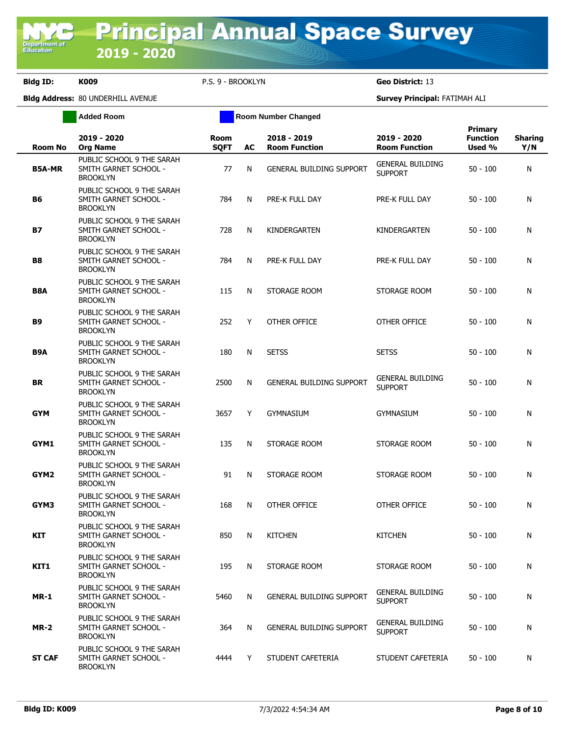# Principal Annual Space Survey 2019 - 2020

**Bldg ID:** K009 P.S. 9 - BROOKLYN **Geo District:** 13

**Bldg Address:** 80 UNDERHILL AVENUE **Survey Principal:** FATIMAH ALI

Added Room | Room Number Changed

| Room No | 2019 - 2020 Org Name | Room SQFT | AC | 2018 - 2019 Room Function | 2019 - 2020 Room Function | Primary Function Used % | Sharing Y/N |
|---|---|---|---|---|---|---|---|
| B5A-MR | PUBLIC SCHOOL 9 THE SARAH SMITH GARNET SCHOOL - BROOKLYN | 77 | N | GENERAL BUILDING SUPPORT | GENERAL BUILDING SUPPORT | 50 - 100 | N |
| B6 | PUBLIC SCHOOL 9 THE SARAH SMITH GARNET SCHOOL - BROOKLYN | 784 | N | PRE-K FULL DAY | PRE-K FULL DAY | 50 - 100 | N |
| B7 | PUBLIC SCHOOL 9 THE SARAH SMITH GARNET SCHOOL - BROOKLYN | 728 | N | KINDERGARTEN | KINDERGARTEN | 50 - 100 | N |
| B8 | PUBLIC SCHOOL 9 THE SARAH SMITH GARNET SCHOOL - BROOKLYN | 784 | N | PRE-K FULL DAY | PRE-K FULL DAY | 50 - 100 | N |
| B8A | PUBLIC SCHOOL 9 THE SARAH SMITH GARNET SCHOOL - BROOKLYN | 115 | N | STORAGE ROOM | STORAGE ROOM | 50 - 100 | N |
| B9 | PUBLIC SCHOOL 9 THE SARAH SMITH GARNET SCHOOL - BROOKLYN | 252 | Y | OTHER OFFICE | OTHER OFFICE | 50 - 100 | N |
| B9A | PUBLIC SCHOOL 9 THE SARAH SMITH GARNET SCHOOL - BROOKLYN | 180 | N | SETSS | SETSS | 50 - 100 | N |
| BR | PUBLIC SCHOOL 9 THE SARAH SMITH GARNET SCHOOL - BROOKLYN | 2500 | N | GENERAL BUILDING SUPPORT | GENERAL BUILDING SUPPORT | 50 - 100 | N |
| GYM | PUBLIC SCHOOL 9 THE SARAH SMITH GARNET SCHOOL - BROOKLYN | 3657 | Y | GYMNASIUM | GYMNASIUM | 50 - 100 | N |
| GYM1 | PUBLIC SCHOOL 9 THE SARAH SMITH GARNET SCHOOL - BROOKLYN | 135 | N | STORAGE ROOM | STORAGE ROOM | 50 - 100 | N |
| GYM2 | PUBLIC SCHOOL 9 THE SARAH SMITH GARNET SCHOOL - BROOKLYN | 91 | N | STORAGE ROOM | STORAGE ROOM | 50 - 100 | N |
| GYM3 | PUBLIC SCHOOL 9 THE SARAH SMITH GARNET SCHOOL - BROOKLYN | 168 | N | OTHER OFFICE | OTHER OFFICE | 50 - 100 | N |
| KIT | PUBLIC SCHOOL 9 THE SARAH SMITH GARNET SCHOOL - BROOKLYN | 850 | N | KITCHEN | KITCHEN | 50 - 100 | N |
| KIT1 | PUBLIC SCHOOL 9 THE SARAH SMITH GARNET SCHOOL - BROOKLYN | 195 | N | STORAGE ROOM | STORAGE ROOM | 50 - 100 | N |
| MR-1 | PUBLIC SCHOOL 9 THE SARAH SMITH GARNET SCHOOL - BROOKLYN | 5460 | N | GENERAL BUILDING SUPPORT | GENERAL BUILDING SUPPORT | 50 - 100 | N |
| MR-2 | PUBLIC SCHOOL 9 THE SARAH SMITH GARNET SCHOOL - BROOKLYN | 364 | N | GENERAL BUILDING SUPPORT | GENERAL BUILDING SUPPORT | 50 - 100 | N |
| ST CAF | PUBLIC SCHOOL 9 THE SARAH SMITH GARNET SCHOOL - BROOKLYN | 4444 | Y | STUDENT CAFETERIA | STUDENT CAFETERIA | 50 - 100 | N |

7/3/2022 4:54:34 AM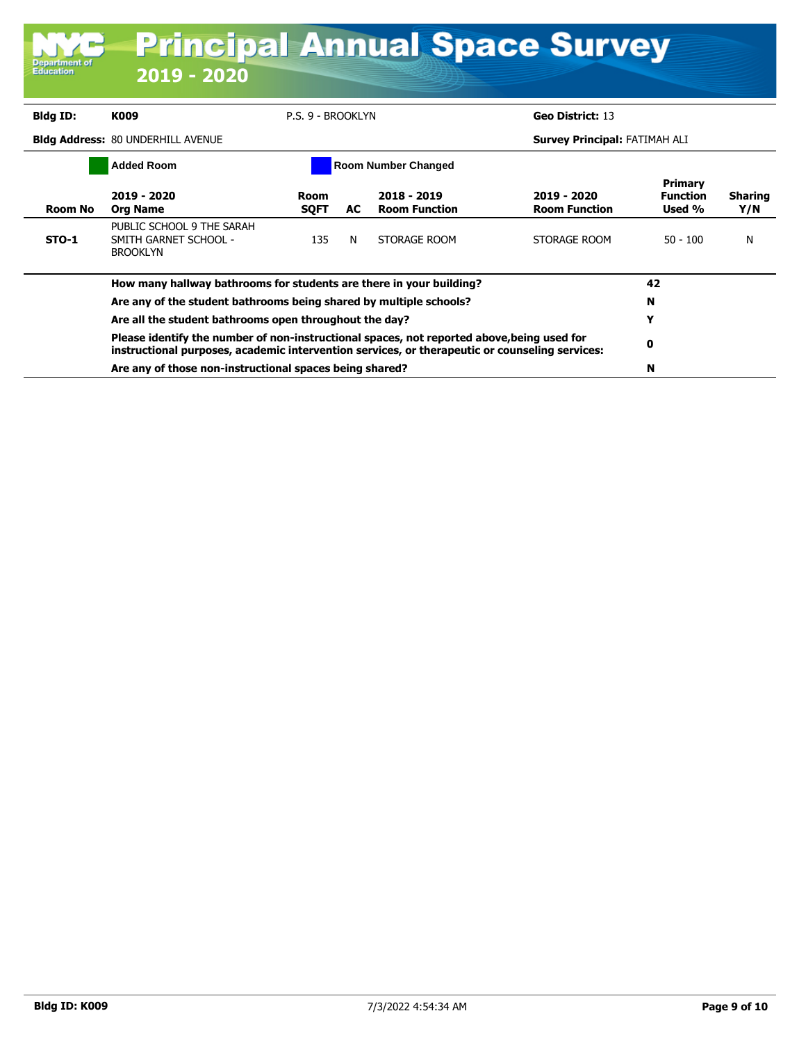# Principal Annual Space Survey 2019 - 2020

**Bldg ID:** K009 &nbsp;&nbsp; P.S. 9 - BROOKLYN &nbsp;&nbsp; **Geo District:** 13

**Bldg Address:** 80 UNDERHILL AVENUE &nbsp;&nbsp; **Survey Principal:** FATIMAH ALI

Added Room &nbsp;&nbsp; Room Number Changed

| Room No | 2019 - 2020 Org Name | Room SQFT | AC | 2018 - 2019 Room Function | 2019 - 2020 Room Function | Primary Function Used % | Sharing Y/N |
|---|---|---|---|---|---|---|---|
| STO-1 | PUBLIC SCHOOL 9 THE SARAH SMITH GARNET SCHOOL - BROOKLYN | 135 | N | STORAGE ROOM | STORAGE ROOM | 50 - 100 | N |

| | |
|---|---|
| **How many hallway bathrooms for students are there in your building?** | **42** |
| **Are any of the student bathrooms being shared by multiple schools?** | **N** |
| **Are all the student bathrooms open throughout the day?** | **Y** |
| **Please identify the number of non-instructional spaces, not reported above,being used for instructional purposes, academic intervention services, or therapeutic or counseling services:** | **0** |
| **Are any of those non-instructional spaces being shared?** | **N** |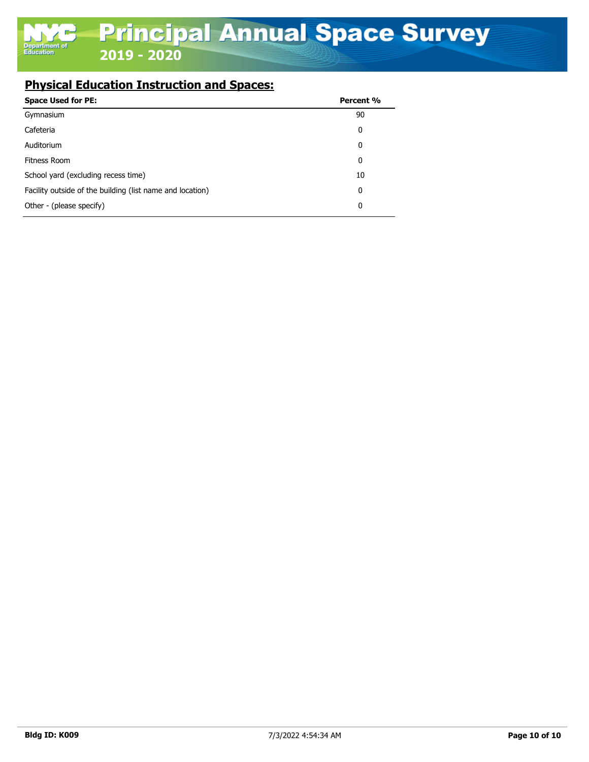## Physical Education Instruction and Spaces:

| Space Used for PE: | Percent % |
|---|---|
| Gymnasium | 90 |
| Cafeteria | 0 |
| Auditorium | 0 |
| Fitness Room | 0 |
| School yard (excluding recess time) | 10 |
| Facility outside of the building (list name and location) | 0 |
| Other - (please specify) | 0 |